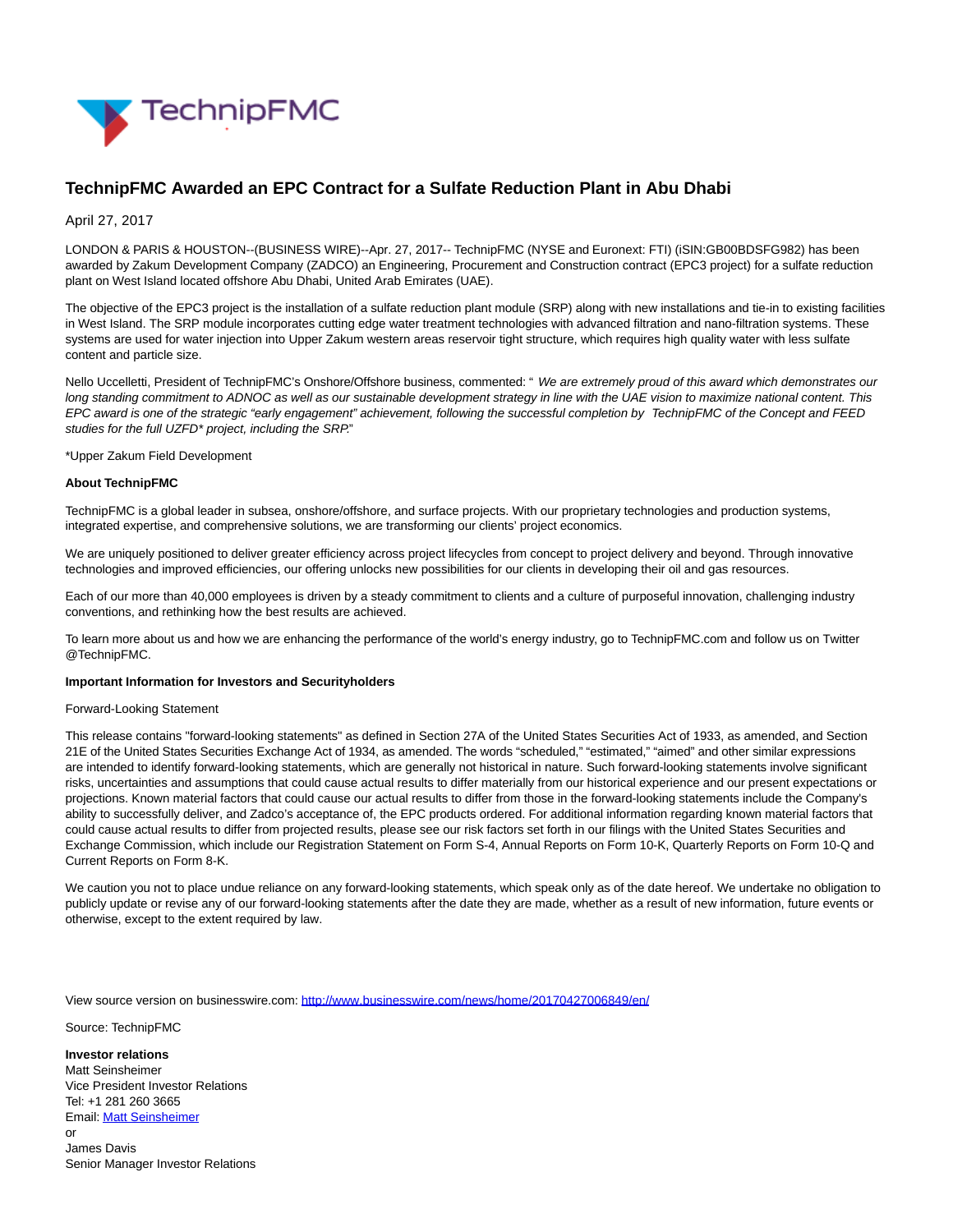TechnipFMC

# TechnipFMC Awarded an EPC Contract for a Sulfate Reduction Plant in Abu Dhabi

April 27, 2017

LONDON & PARIS & HOUSTON--(BUSINESS WIRE)--Apr. 27, 2017-- TechnipFMC (NYSE and Euronext: FTI) (iSIN:GB00BDSFG982) has been awarded by Zakum Development Company (ZADCO) an Engineering, Procurement and Construction contract (EPC3 project) for a sulfate reduction plant on West Island located offshore Abu Dhabi, United Arab Emirates (UAE).

The objective of the EPC3 project is the installation of a sulfate reduction plant module (SRP) along with new installations and tie-in to existing facilities in West Island. The SRP module incorporates cutting edge water treatment technologies with advanced filtration and nano-filtration systems. These systems are used for water injection into Upper Zakum western areas reservoir tight structure, which requires high quality water with less sulfate content and particle size.

Nello Uccelletti, President of TechnipFMC's Onshore/Offshore business, commented: " *We are extremely proud of this award which demonstrates our long standing commitment to ADNOC as well as our sustainable development strategy in line with the UAE vision to maximize national content. This EPC award is one of the strategic "early engagement" achievement, following the successful completion by TechnipFMC of the Concept and FEED studies for the full UZFD* project, including the SRP.*"

*Upper Zakum Field Development

**About TechnipFMC**

TechnipFMC is a global leader in subsea, onshore/offshore, and surface projects. With our proprietary technologies and production systems, integrated expertise, and comprehensive solutions, we are transforming our clients' project economics.

We are uniquely positioned to deliver greater efficiency across project lifecycles from concept to project delivery and beyond. Through innovative technologies and improved efficiencies, our offering unlocks new possibilities for our clients in developing their oil and gas resources.

Each of our more than 40,000 employees is driven by a steady commitment to clients and a culture of purposeful innovation, challenging industry conventions, and rethinking how the best results are achieved.

To learn more about us and how we are enhancing the performance of the world's energy industry, go to TechnipFMC.com and follow us on Twitter @TechnipFMC.

**Important Information for Investors and Securityholders**

Forward-Looking Statement

This release contains "forward-looking statements" as defined in Section 27A of the United States Securities Act of 1933, as amended, and Section 21E of the United States Securities Exchange Act of 1934, as amended. The words "scheduled," "estimated," "aimed" and other similar expressions are intended to identify forward-looking statements, which are generally not historical in nature. Such forward-looking statements involve significant risks, uncertainties and assumptions that could cause actual results to differ materially from our historical experience and our present expectations or projections. Known material factors that could cause our actual results to differ from those in the forward-looking statements include the Company's ability to successfully deliver, and Zadco's acceptance of, the EPC products ordered. For additional information regarding known material factors that could cause actual results to differ from projected results, please see our risk factors set forth in our filings with the United States Securities and Exchange Commission, which include our Registration Statement on Form S-4, Annual Reports on Form 10-K, Quarterly Reports on Form 10-Q and Current Reports on Form 8-K.

We caution you not to place undue reliance on any forward-looking statements, which speak only as of the date hereof. We undertake no obligation to publicly update or revise any of our forward-looking statements after the date they are made, whether as a result of new information, future events or otherwise, except to the extent required by law.

View source version on businesswire.com: http://www.businesswire.com/news/home/20170427006849/en/

Source: TechnipFMC

**Investor relations**
Matt Seinsheimer
Vice President Investor Relations
Tel: +1 281 260 3665
Email: Matt Seinsheimer
or
James Davis
Senior Manager Investor Relations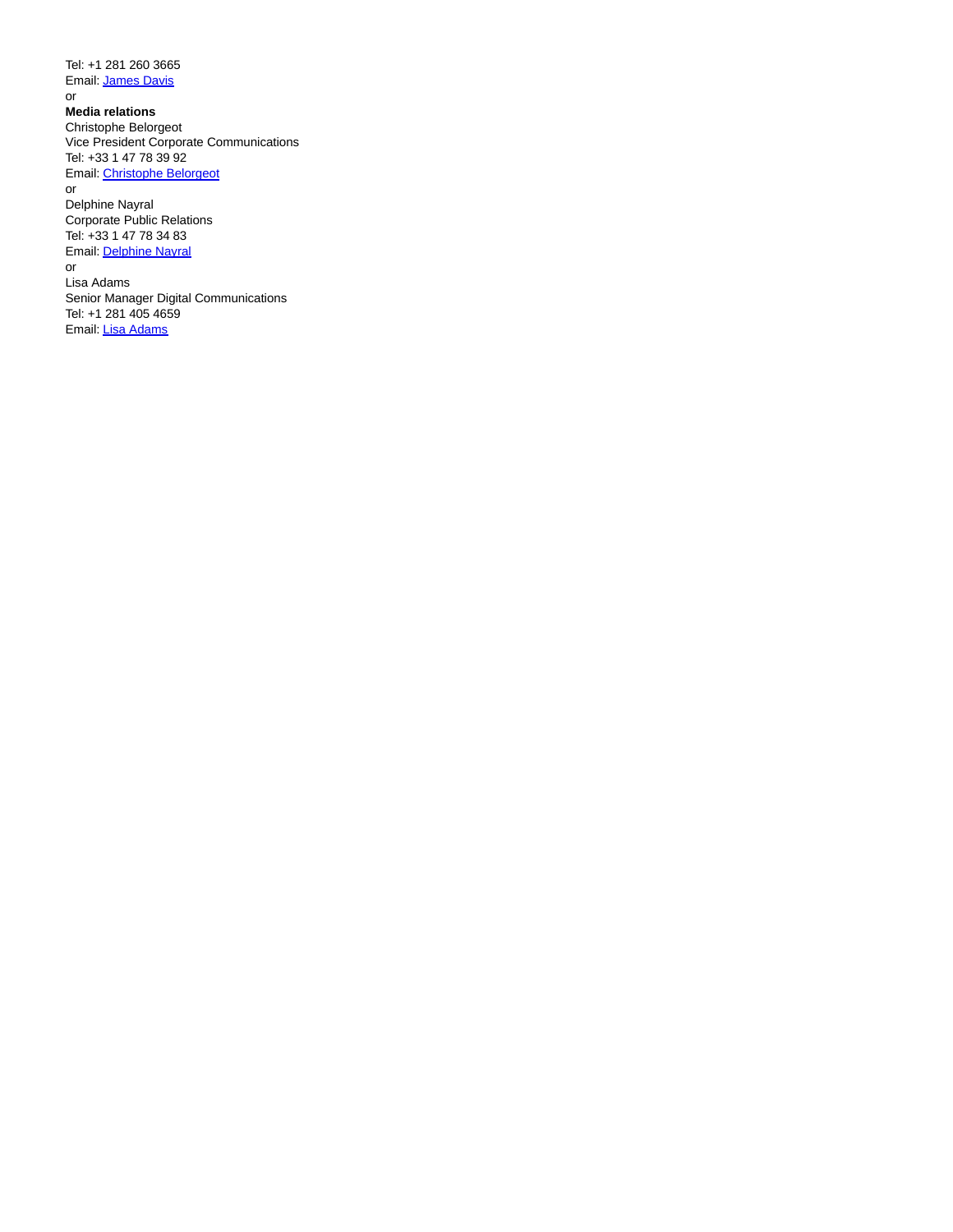Tel: +1 281 260 3665  
Email: James Davis  
or  
**Media relations**  
Christophe Belorgeot  
Vice President Corporate Communications  
Tel: +33 1 47 78 39 92  
Email: Christophe Belorgeot  
or  
Delphine Nayral  
Corporate Public Relations  
Tel: +33 1 47 78 34 83  
Email: Delphine Nayral  
or  
Lisa Adams  
Senior Manager Digital Communications  
Tel: +1 281 405 4659  
Email: Lisa Adams